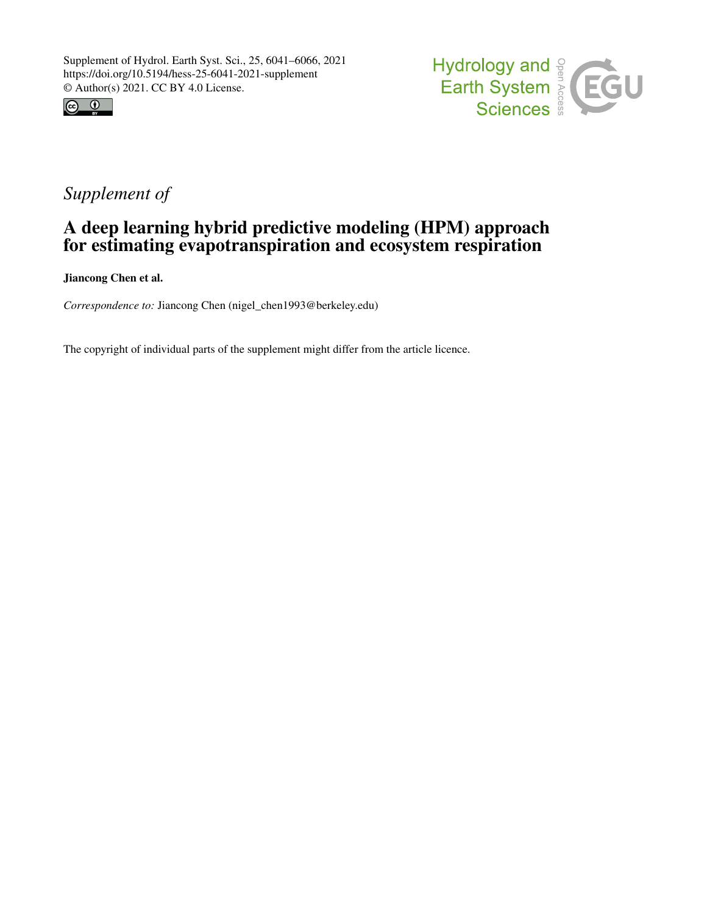Supplement of Hydrol. Earth Syst. Sci., 25, 6041–6066, 2021
https://doi.org/10.5194/hess-25-6041-2021-supplement
© Author(s) 2021. CC BY 4.0 License.

*Supplement of*

# A deep learning hybrid predictive modeling (HPM) approach for estimating evapotranspiration and ecosystem respiration

**Jiancong Chen et al.**

*Correspondence to:* Jiancong Chen (nigel_chen1993@berkeley.edu)

The copyright of individual parts of the supplement might differ from the article licence.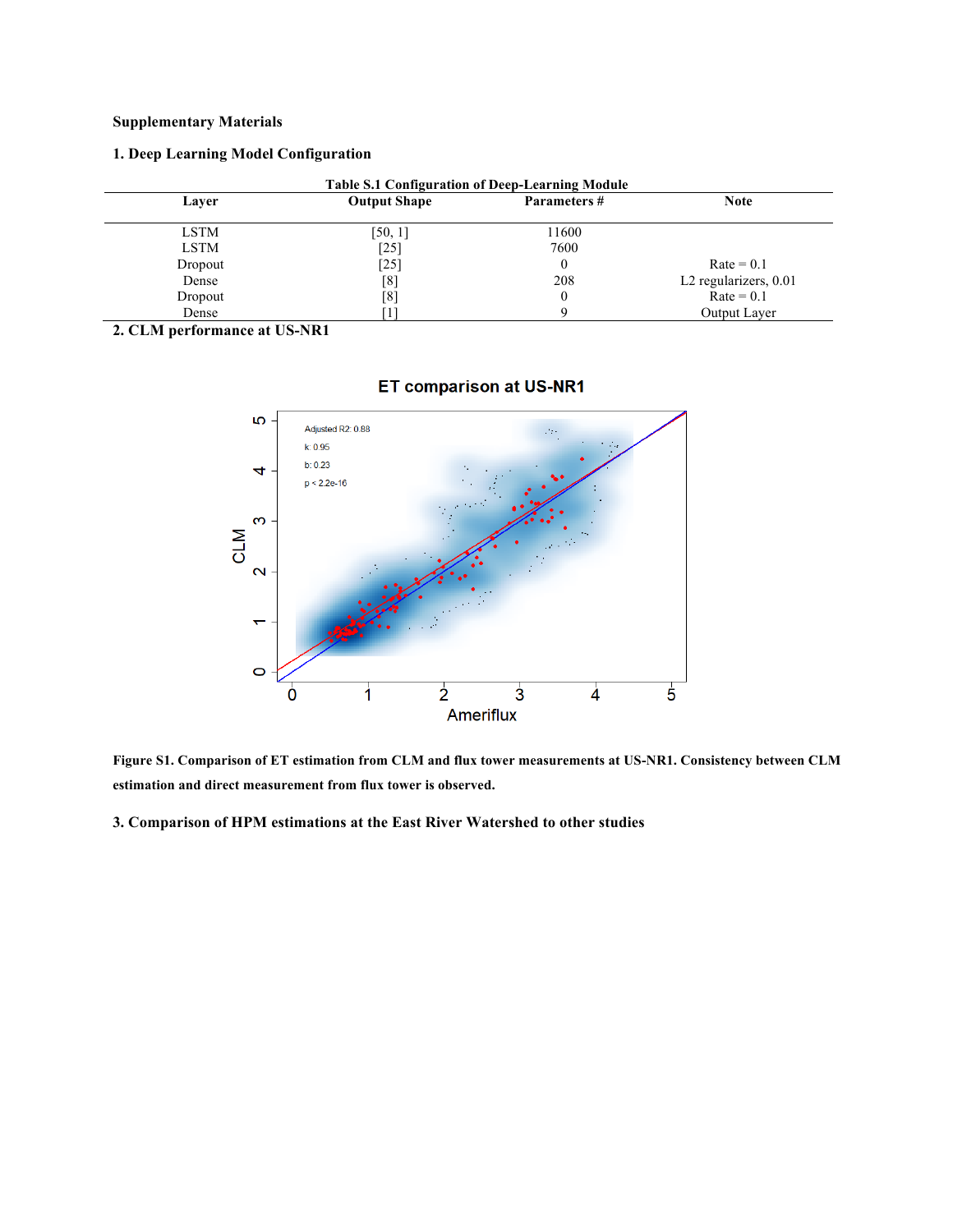**Supplementary Materials**

**1. Deep Learning Model Configuration**

**Table S.1 Configuration of Deep-Learning Module**

| Layer | Output Shape | Parameters # | Note |
|---|---|---|---|
| LSTM | [50, 1] | 11600 | |
| LSTM | [25] | 7600 | |
| Dropout | [25] | 0 | Rate = 0.1 |
| Dense | [8] | 208 | L2 regularizers, 0.01 |
| Dropout | [8] | 0 | Rate = 0.1 |
| Dense | [1] | 9 | Output Layer |

**2. CLM performance at US-NR1**

**Figure S1. Comparison of ET estimation from CLM and flux tower measurements at US-NR1. Consistency between CLM estimation and direct measurement from flux tower is observed.**

**3. Comparison of HPM estimations at the East River Watershed to other studies**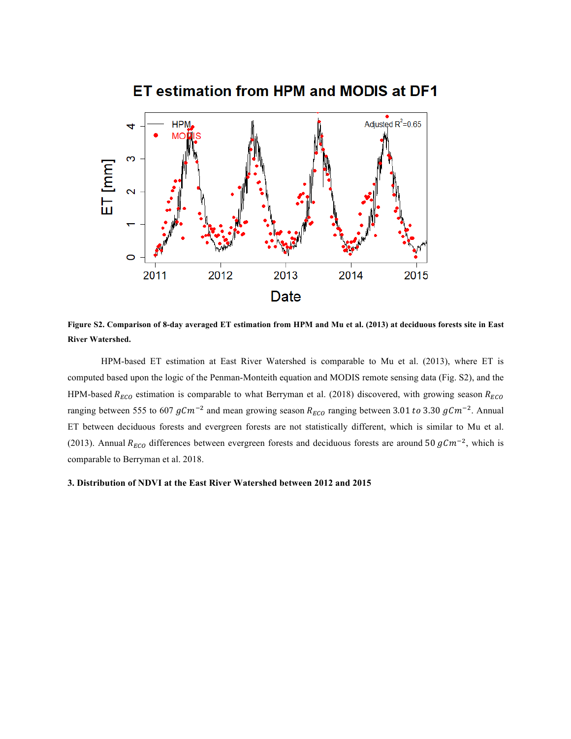**Figure S2. Comparison of 8-day averaged ET estimation from HPM and Mu et al. (2013) at deciduous forests site in East River Watershed.**

HPM-based ET estimation at East River Watershed is comparable to Mu et al. (2013), where ET is computed based upon the logic of the Penman-Monteith equation and MODIS remote sensing data (Fig. S2), and the HPM-based $R_{ECO}$ estimation is comparable to what Berryman et al. (2018) discovered, with growing season $R_{ECO}$ ranging between 555 to 607 $gCm^{-2}$ and mean growing season $R_{ECO}$ ranging between 3.01 $to$ 3.30 $gCm^{-2}$. Annual ET between deciduous forests and evergreen forests are not statistically different, which is similar to Mu et al. (2013). Annual $R_{ECO}$ differences between evergreen forests and deciduous forests are around 50 $gCm^{-2}$, which is comparable to Berryman et al. 2018.

### 3. Distribution of NDVI at the East River Watershed between 2012 and 2015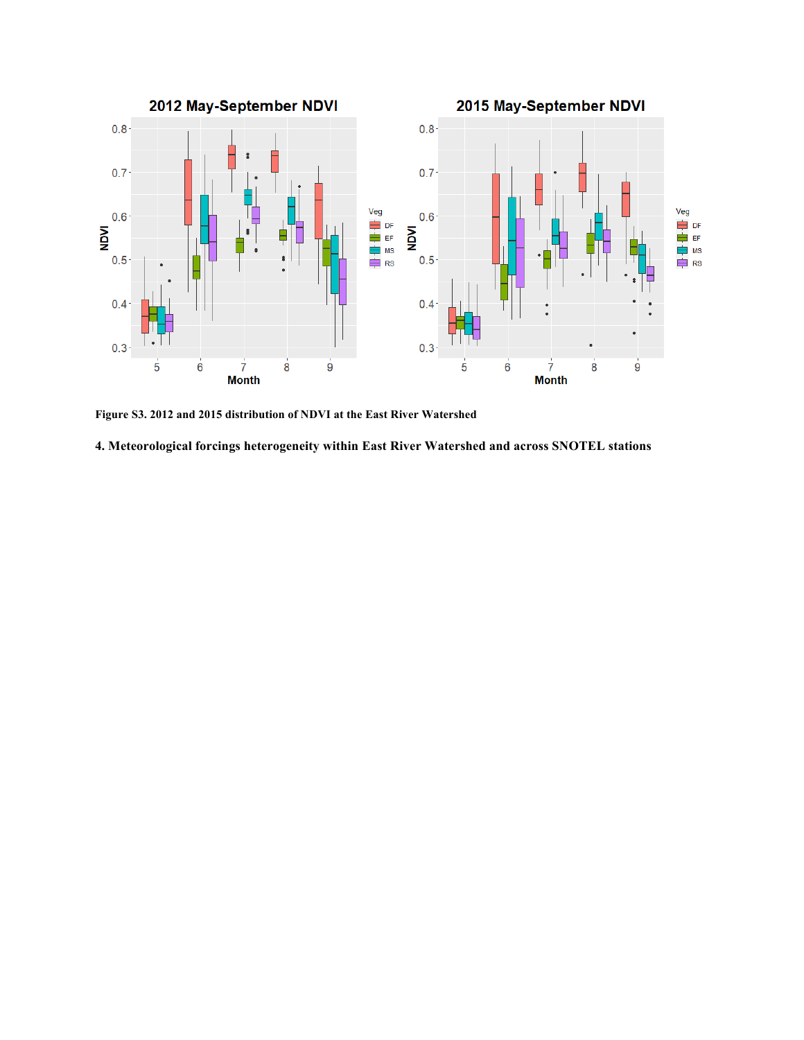**Figure S3. 2012 and 2015 distribution of NDVI at the East River Watershed**

## 4. Meteorological forcings heterogeneity within East River Watershed and across SNOTEL stations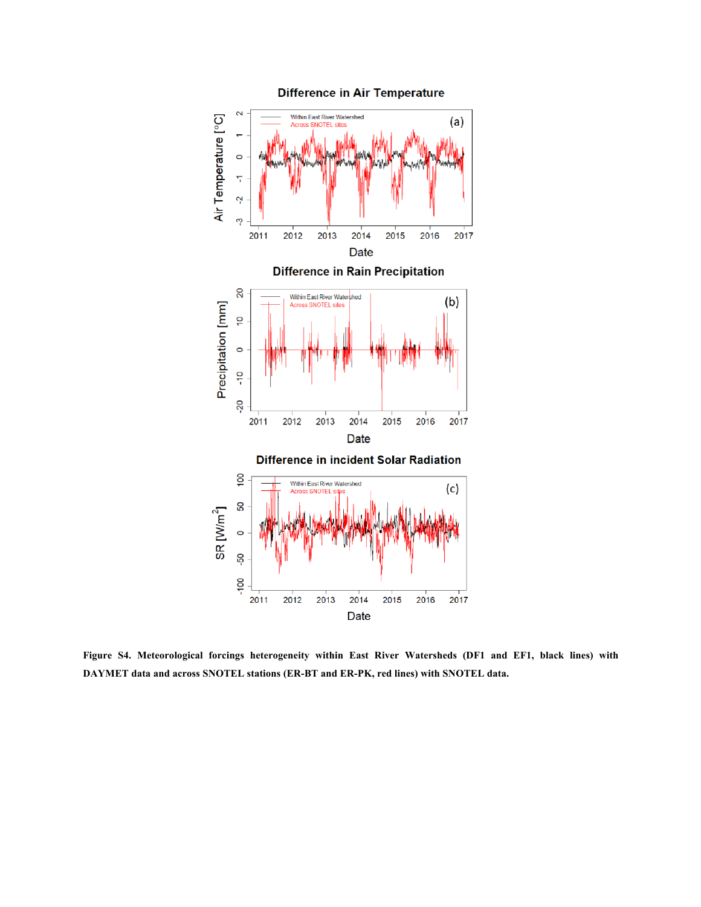**Figure S4. Meteorological forcings heterogeneity within East River Watersheds (DF1 and EF1, black lines) with DAYMET data and across SNOTEL stations (ER-BT and ER-PK, red lines) with SNOTEL data.**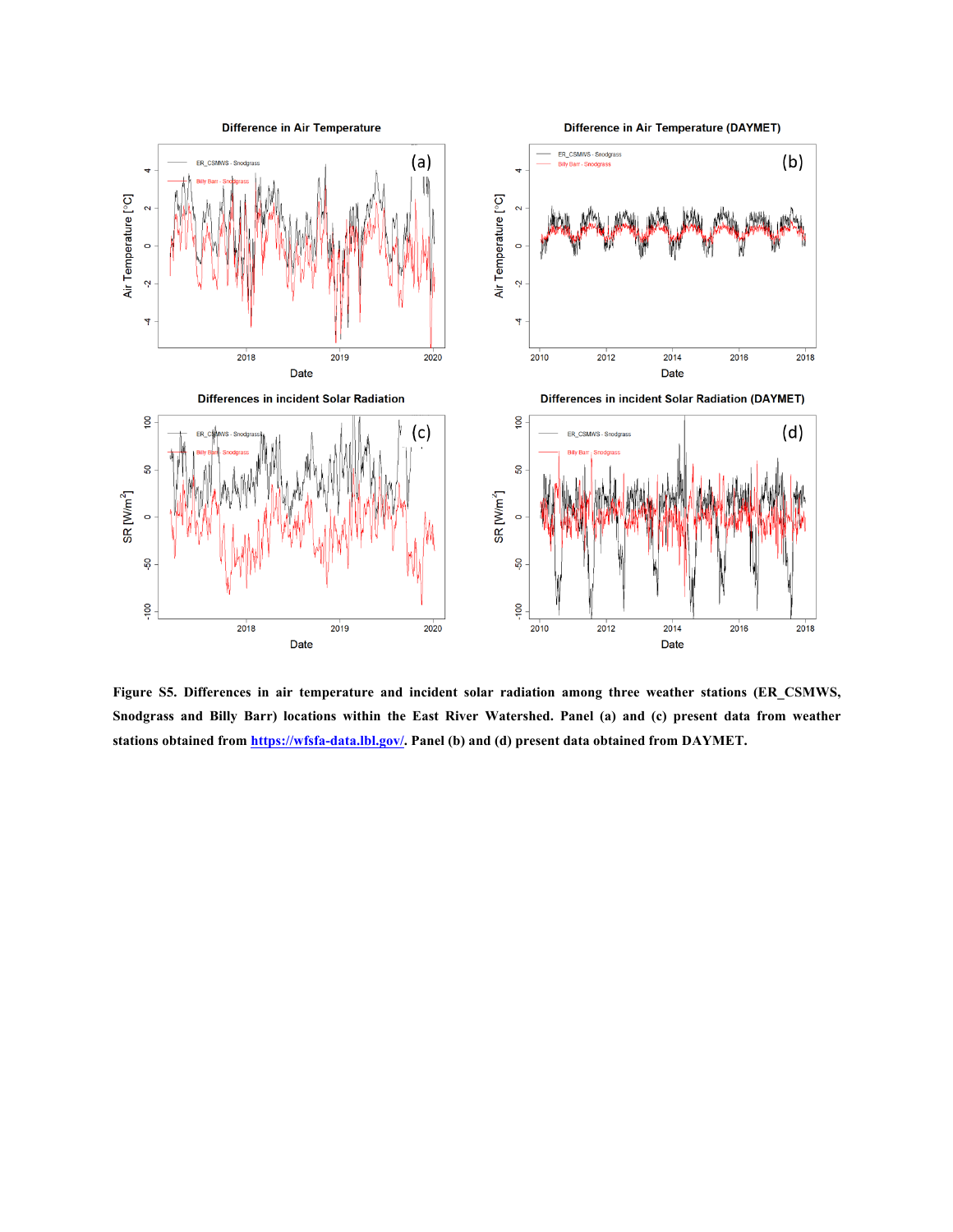Difference in Air Temperature

(a)

ER_CSMWS - Snodgrass

Billy Barr - Snodgrass

Air Temperature [°C]

4
2
0
-2
-4

2018
2019
2020

Date

Difference in Air Temperature (DAYMET)

(b)

ER_CSMWS - Snodgrass

Billy Barr - Snodgrass

Air Temperature [°C]

4
2
0
-2
-4

2010
2012
2014
2016
2018

Date

Differences in incident Solar Radiation

(c)

ER_CSMWS - Snodgrass

Billy Barr - Snodgrass

SR [W/m$^2$]

100
50
0
-50
-100

2018
2019
2020

Date

Differences in incident Solar Radiation (DAYMET)

(d)

ER_CSMWS - Snodgrass

Billy Barr - Snodgrass

SR [W/m$^2$]

100
50
0
-50
-100

2010
2012
2014
2016
2018

Date

**Figure S5. Differences in air temperature and incident solar radiation among three weather stations (ER_CSMWS, Snodgrass and Billy Barr) locations within the East River Watershed. Panel (a) and (c) present data from weather stations obtained from https://wfsfa-data.lbl.gov/. Panel (b) and (d) present data obtained from DAYMET.**